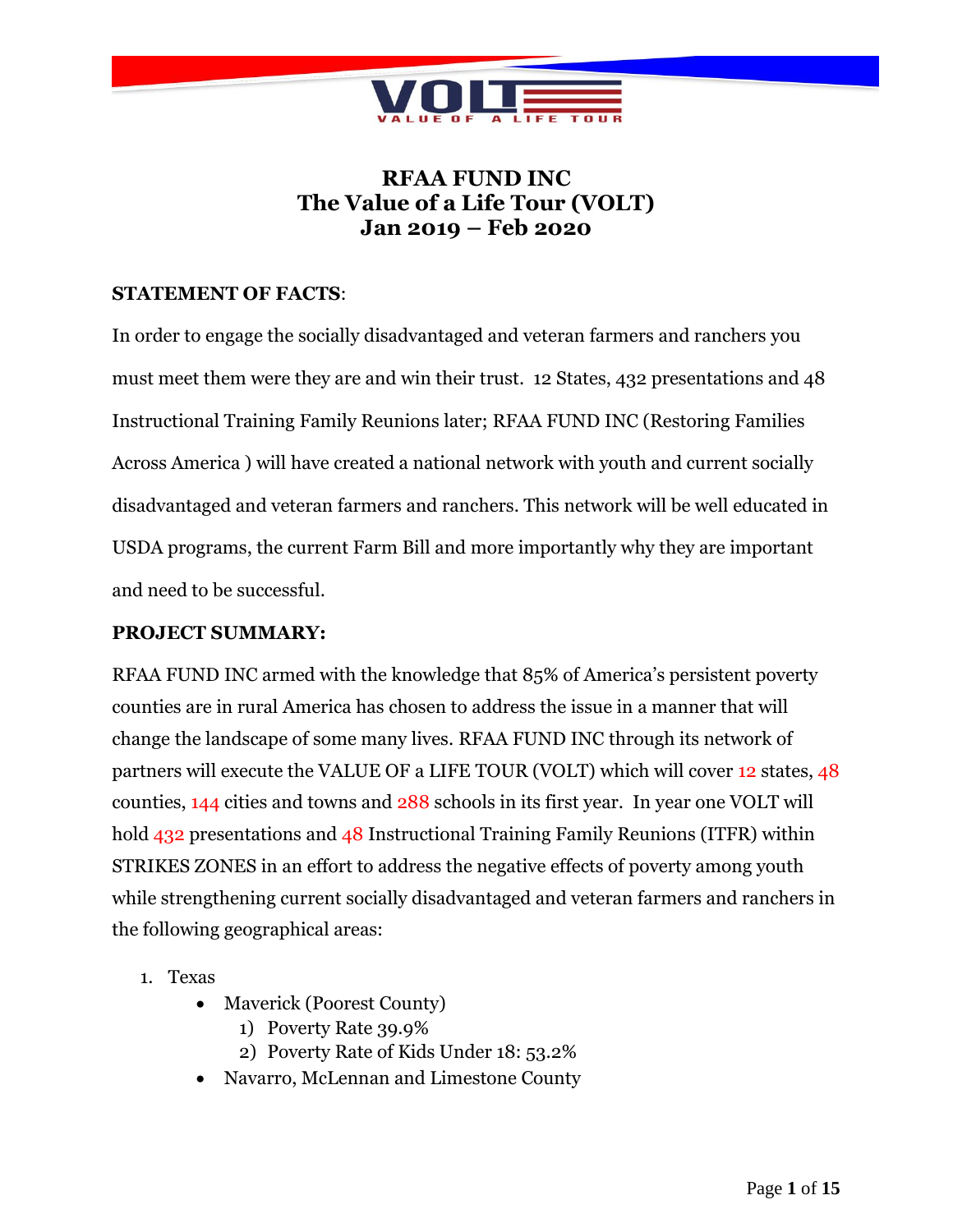# RFAA FUND INC
# The Value of a Life Tour (VOLT)
# Jan 2019 – Feb 2020

**STATEMENT OF FACTS**:

In order to engage the socially disadvantaged and veteran farmers and ranchers you must meet them were they are and win their trust. 12 States, 432 presentations and 48 Instructional Training Family Reunions later; RFAA FUND INC (Restoring Families Across America ) will have created a national network with youth and current socially disadvantaged and veteran farmers and ranchers. This network will be well educated in USDA programs, the current Farm Bill and more importantly why they are important and need to be successful.

**PROJECT SUMMARY:**

RFAA FUND INC armed with the knowledge that 85% of America's persistent poverty counties are in rural America has chosen to address the issue in a manner that will change the landscape of some many lives. RFAA FUND INC through its network of partners will execute the VALUE OF a LIFE TOUR (VOLT) which will cover 12 states, 48 counties, 144 cities and towns and 288 schools in its first year. In year one VOLT will hold 432 presentations and 48 Instructional Training Family Reunions (ITFR) within STRIKES ZONES in an effort to address the negative effects of poverty among youth while strengthening current socially disadvantaged and veteran farmers and ranchers in the following geographical areas:

1. Texas
   - Maverick (Poorest County)
     1) Poverty Rate 39.9%
     2) Poverty Rate of Kids Under 18: 53.2%
   - Navarro, McLennan and Limestone County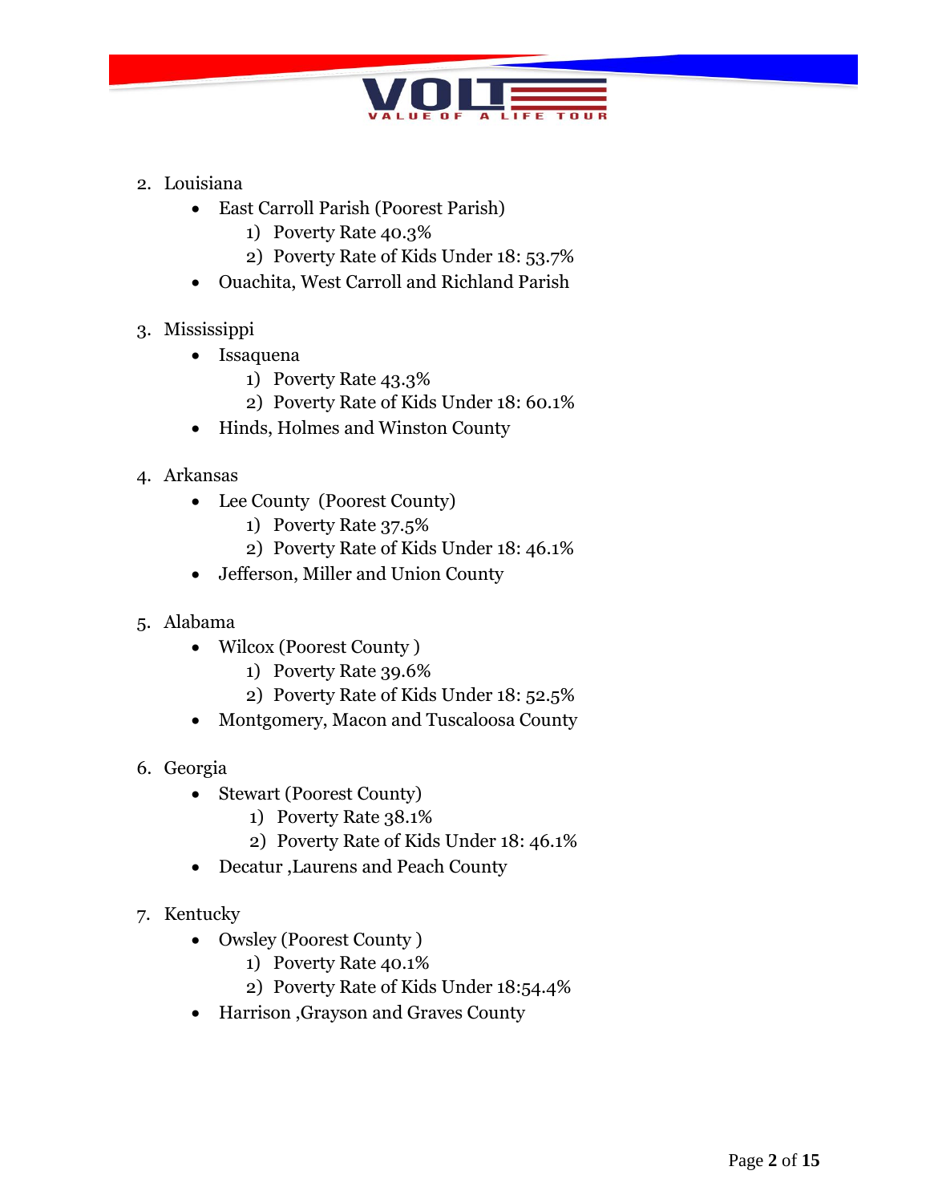2. Louisiana
    - East Carroll Parish (Poorest Parish)
        1) Poverty Rate 40.3%
        2) Poverty Rate of Kids Under 18: 53.7%
    - Ouachita, West Carroll and Richland Parish

3. Mississippi
    - Issaquena
        1) Poverty Rate 43.3%
        2) Poverty Rate of Kids Under 18: 60.1%
    - Hinds, Holmes and Winston County

4. Arkansas
    - Lee County (Poorest County)
        1) Poverty Rate 37.5%
        2) Poverty Rate of Kids Under 18: 46.1%
    - Jefferson, Miller and Union County

5. Alabama
    - Wilcox (Poorest County )
        1) Poverty Rate 39.6%
        2) Poverty Rate of Kids Under 18: 52.5%
    - Montgomery, Macon and Tuscaloosa County

6. Georgia
    - Stewart (Poorest County)
        1) Poverty Rate 38.1%
        2) Poverty Rate of Kids Under 18: 46.1%
    - Decatur ,Laurens and Peach County

7. Kentucky
    - Owsley (Poorest County )
        1) Poverty Rate 40.1%
        2) Poverty Rate of Kids Under 18:54.4%
    - Harrison ,Grayson and Graves County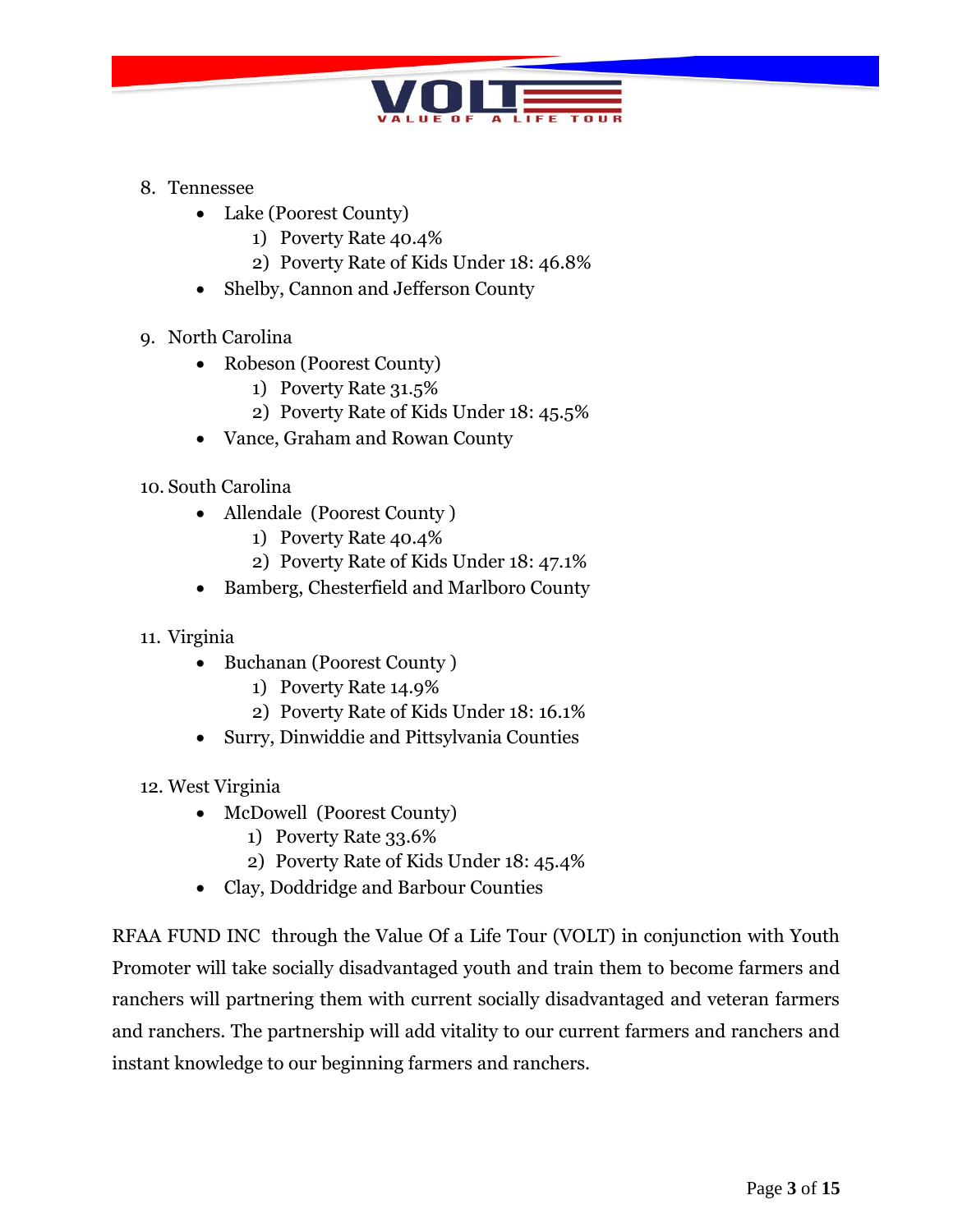8. Tennessee
    - Lake (Poorest County)
        1) Poverty Rate 40.4%
        2) Poverty Rate of Kids Under 18: 46.8%
    - Shelby, Cannon and Jefferson County

9. North Carolina
    - Robeson (Poorest County)
        1) Poverty Rate 31.5%
        2) Poverty Rate of Kids Under 18: 45.5%
    - Vance, Graham and Rowan County

10. South Carolina
    - Allendale (Poorest County )
        1) Poverty Rate 40.4%
        2) Poverty Rate of Kids Under 18: 47.1%
    - Bamberg, Chesterfield and Marlboro County

11. Virginia
    - Buchanan (Poorest County )
        1) Poverty Rate 14.9%
        2) Poverty Rate of Kids Under 18: 16.1%
    - Surry, Dinwiddie and Pittsylvania Counties

12. West Virginia
    - McDowell (Poorest County)
        1) Poverty Rate 33.6%
        2) Poverty Rate of Kids Under 18: 45.4%
    - Clay, Doddridge and Barbour Counties

RFAA FUND INC through the Value Of a Life Tour (VOLT) in conjunction with Youth Promoter will take socially disadvantaged youth and train them to become farmers and ranchers will partnering them with current socially disadvantaged and veteran farmers and ranchers. The partnership will add vitality to our current farmers and ranchers and instant knowledge to our beginning farmers and ranchers.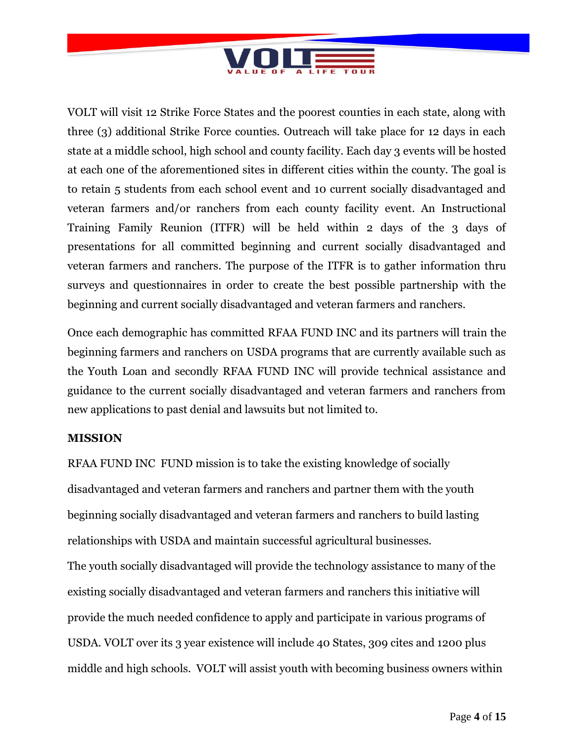VOLT will visit 12 Strike Force States and the poorest counties in each state, along with three (3) additional Strike Force counties. Outreach will take place for 12 days in each state at a middle school, high school and county facility. Each day 3 events will be hosted at each one of the aforementioned sites in different cities within the county. The goal is to retain 5 students from each school event and 10 current socially disadvantaged and veteran farmers and/or ranchers from each county facility event. An Instructional Training Family Reunion (ITFR) will be held within 2 days of the 3 days of presentations for all committed beginning and current socially disadvantaged and veteran farmers and ranchers. The purpose of the ITFR is to gather information thru surveys and questionnaires in order to create the best possible partnership with the beginning and current socially disadvantaged and veteran farmers and ranchers.

Once each demographic has committed RFAA FUND INC and its partners will train the beginning farmers and ranchers on USDA programs that are currently available such as the Youth Loan and secondly RFAA FUND INC will provide technical assistance and guidance to the current socially disadvantaged and veteran farmers and ranchers from new applications to past denial and lawsuits but not limited to.

**MISSION**

RFAA FUND INC FUND mission is to take the existing knowledge of socially disadvantaged and veteran farmers and ranchers and partner them with the youth beginning socially disadvantaged and veteran farmers and ranchers to build lasting relationships with USDA and maintain successful agricultural businesses.

The youth socially disadvantaged will provide the technology assistance to many of the existing socially disadvantaged and veteran farmers and ranchers this initiative will provide the much needed confidence to apply and participate in various programs of USDA. VOLT over its 3 year existence will include 40 States, 309 cites and 1200 plus middle and high schools. VOLT will assist youth with becoming business owners within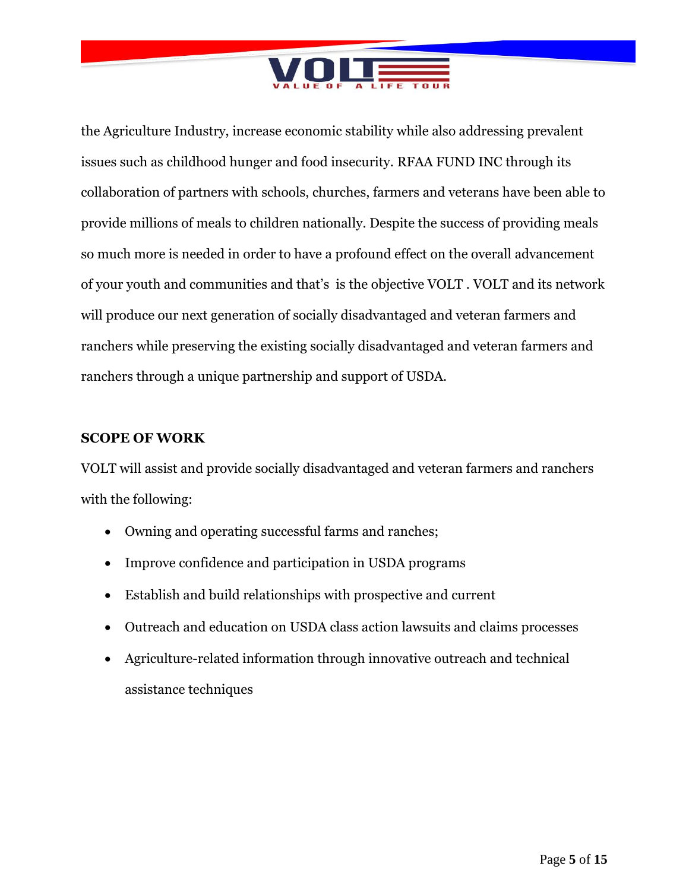the Agriculture Industry, increase economic stability while also addressing prevalent issues such as childhood hunger and food insecurity. RFAA FUND INC through its collaboration of partners with schools, churches, farmers and veterans have been able to provide millions of meals to children nationally. Despite the success of providing meals so much more is needed in order to have a profound effect on the overall advancement of your youth and communities and that's  is the objective VOLT . VOLT and its network will produce our next generation of socially disadvantaged and veteran farmers and ranchers while preserving the existing socially disadvantaged and veteran farmers and ranchers through a unique partnership and support of USDA.

**SCOPE OF WORK**

VOLT will assist and provide socially disadvantaged and veteran farmers and ranchers with the following:

- Owning and operating successful farms and ranches;
- Improve confidence and participation in USDA programs
- Establish and build relationships with prospective and current
- Outreach and education on USDA class action lawsuits and claims processes
- Agriculture-related information through innovative outreach and technical assistance techniques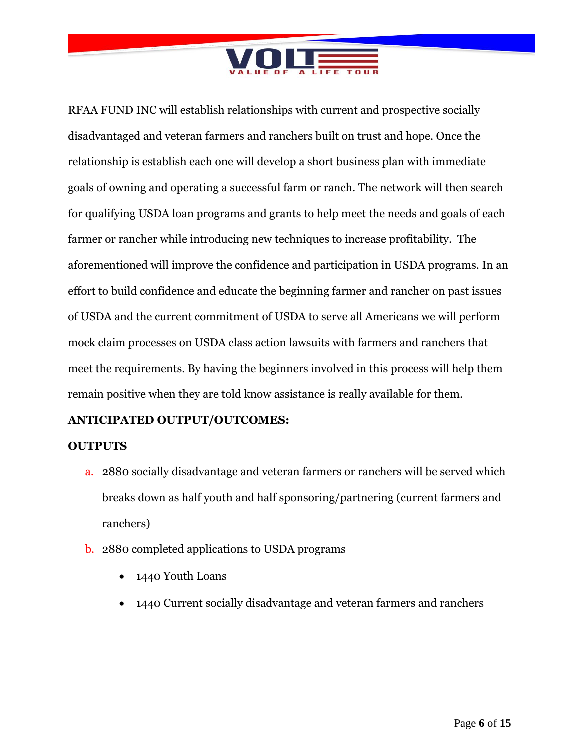RFAA FUND INC will establish relationships with current and prospective socially disadvantaged and veteran farmers and ranchers built on trust and hope. Once the relationship is establish each one will develop a short business plan with immediate goals of owning and operating a successful farm or ranch. The network will then search for qualifying USDA loan programs and grants to help meet the needs and goals of each farmer or rancher while introducing new techniques to increase profitability. The aforementioned will improve the confidence and participation in USDA programs. In an effort to build confidence and educate the beginning farmer and rancher on past issues of USDA and the current commitment of USDA to serve all Americans we will perform mock claim processes on USDA class action lawsuits with farmers and ranchers that meet the requirements. By having the beginners involved in this process will help them remain positive when they are told know assistance is really available for them.

**ANTICIPATED OUTPUT/OUTCOMES:**

**OUTPUTS**

a. 2880 socially disadvantage and veteran farmers or ranchers will be served which breaks down as half youth and half sponsoring/partnering (current farmers and ranchers)
b. 2880 completed applications to USDA programs
   - 1440 Youth Loans
   - 1440 Current socially disadvantage and veteran farmers and ranchers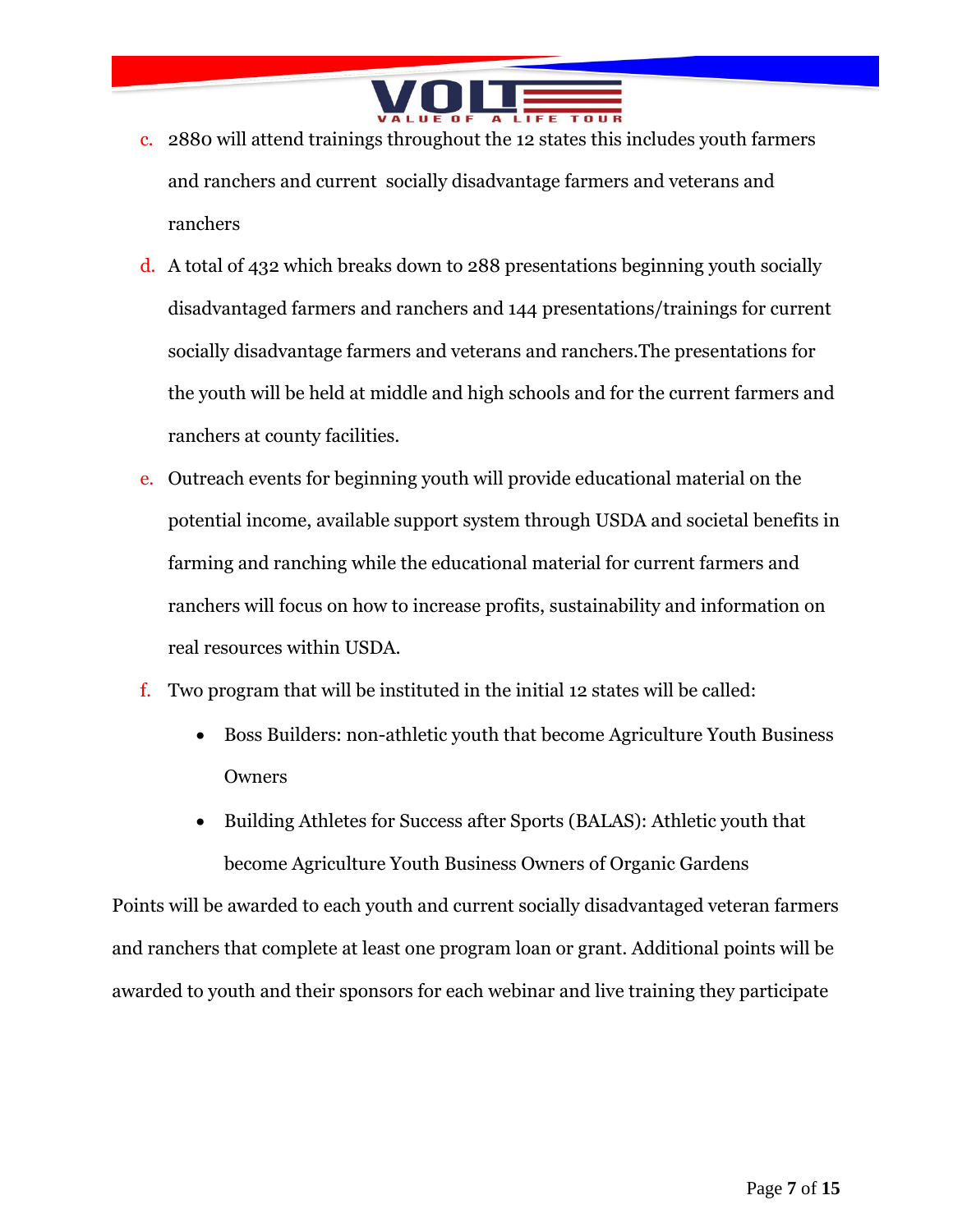c. 2880 will attend trainings throughout the 12 states this includes youth farmers and ranchers and current  socially disadvantage farmers and veterans and ranchers

d. A total of 432 which breaks down to 288 presentations beginning youth socially disadvantaged farmers and ranchers and 144 presentations/trainings for current socially disadvantage farmers and veterans and ranchers.The presentations for the youth will be held at middle and high schools and for the current farmers and ranchers at county facilities.

e. Outreach events for beginning youth will provide educational material on the potential income, available support system through USDA and societal benefits in farming and ranching while the educational material for current farmers and ranchers will focus on how to increase profits, sustainability and information on real resources within USDA.

f. Two program that will be instituted in the initial 12 states will be called:

- Boss Builders: non-athletic youth that become Agriculture Youth Business Owners
- Building Athletes for Success after Sports (BALAS): Athletic youth that become Agriculture Youth Business Owners of Organic Gardens

Points will be awarded to each youth and current socially disadvantaged veteran farmers and ranchers that complete at least one program loan or grant. Additional points will be awarded to youth and their sponsors for each webinar and live training they participate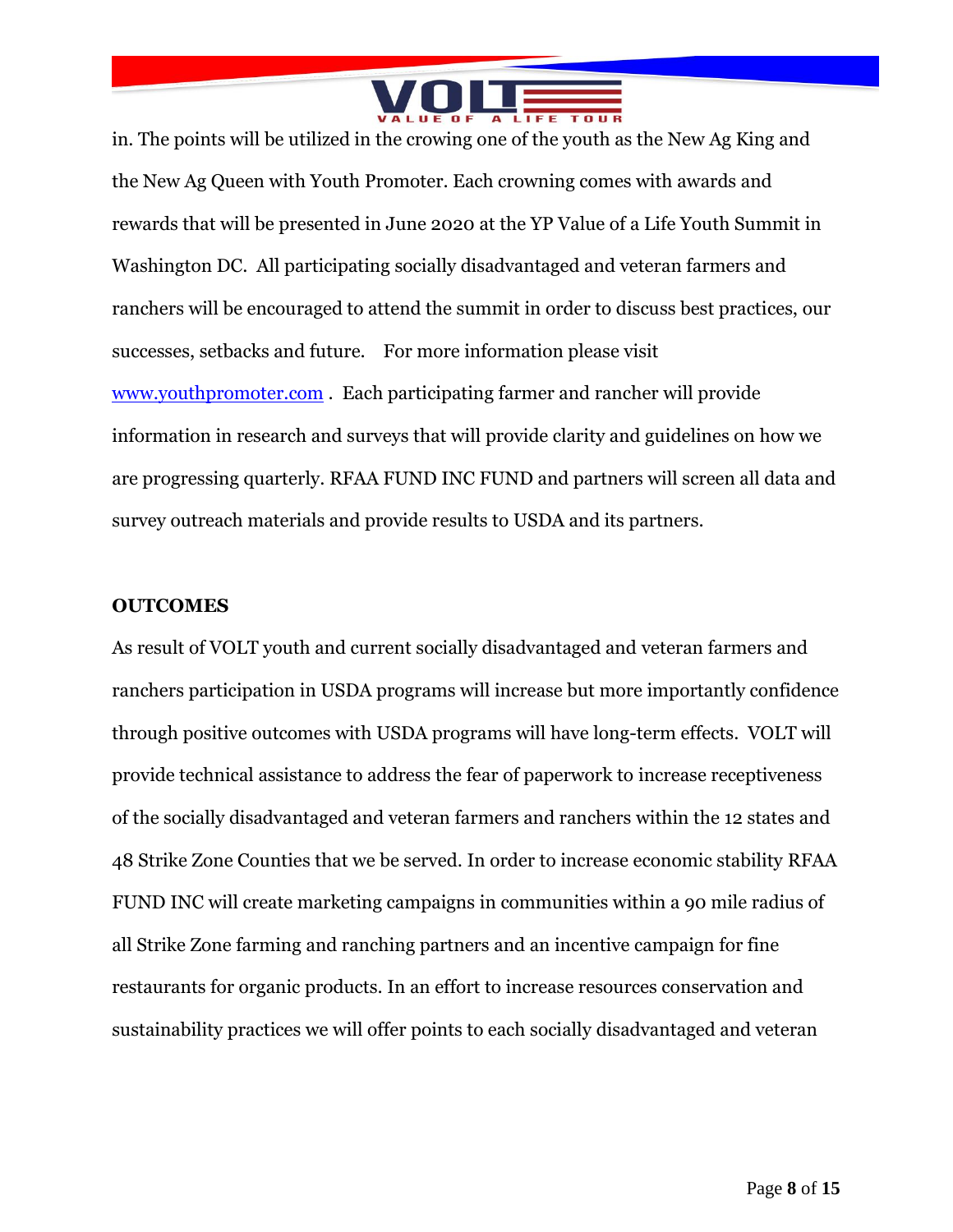in. The points will be utilized in the crowing one of the youth as the New Ag King and the New Ag Queen with Youth Promoter. Each crowning comes with awards and rewards that will be presented in June 2020 at the YP Value of a Life Youth Summit in Washington DC. All participating socially disadvantaged and veteran farmers and ranchers will be encouraged to attend the summit in order to discuss best practices, our successes, setbacks and future. For more information please visit www.youthpromoter.com . Each participating farmer and rancher will provide information in research and surveys that will provide clarity and guidelines on how we are progressing quarterly. RFAA FUND INC FUND and partners will screen all data and survey outreach materials and provide results to USDA and its partners.

**OUTCOMES**

As result of VOLT youth and current socially disadvantaged and veteran farmers and ranchers participation in USDA programs will increase but more importantly confidence through positive outcomes with USDA programs will have long-term effects. VOLT will provide technical assistance to address the fear of paperwork to increase receptiveness of the socially disadvantaged and veteran farmers and ranchers within the 12 states and 48 Strike Zone Counties that we be served. In order to increase economic stability RFAA FUND INC will create marketing campaigns in communities within a 90 mile radius of all Strike Zone farming and ranching partners and an incentive campaign for fine restaurants for organic products. In an effort to increase resources conservation and sustainability practices we will offer points to each socially disadvantaged and veteran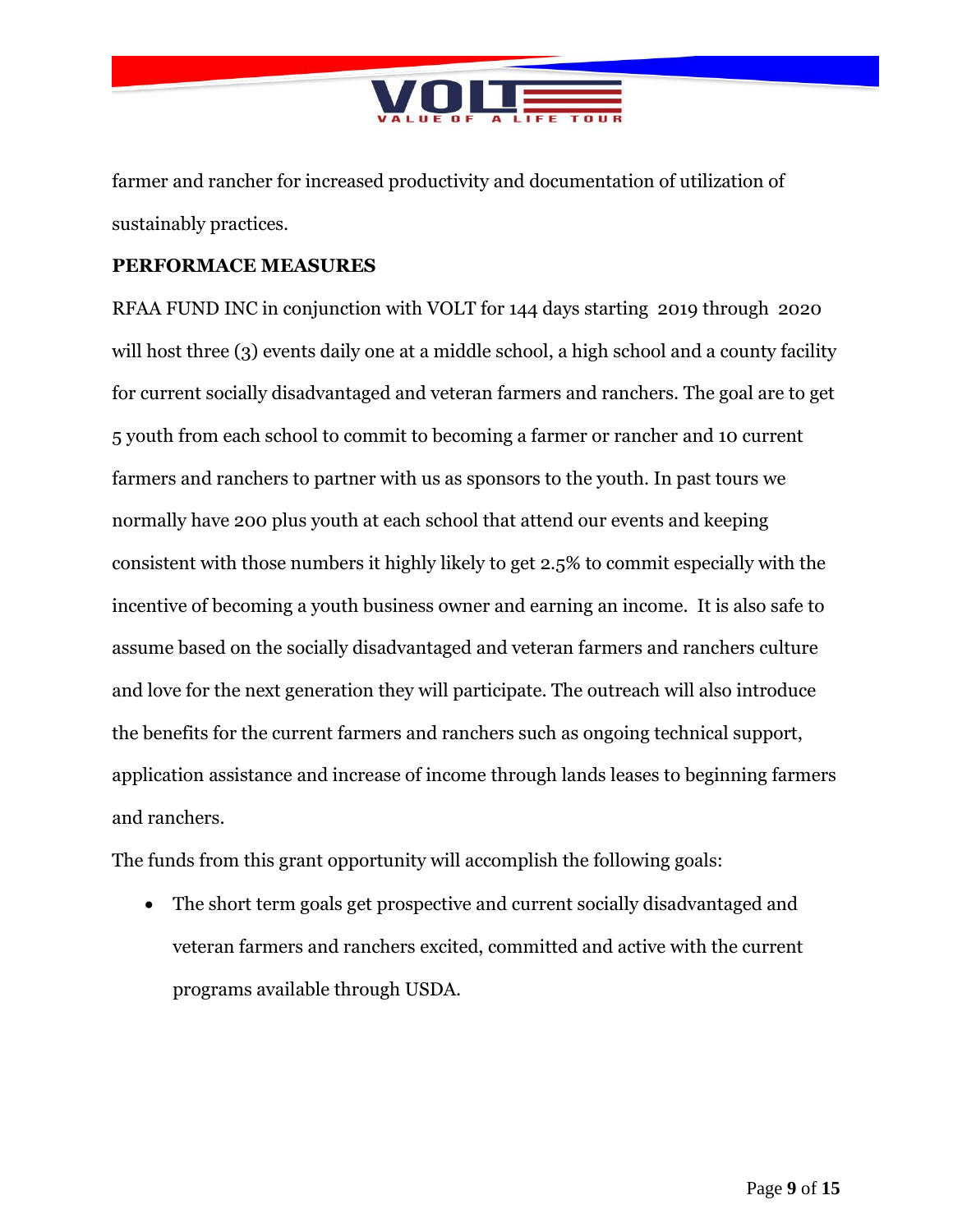farmer and rancher for increased productivity and documentation of utilization of sustainably practices.

**PERFORMACE MEASURES**

RFAA FUND INC in conjunction with VOLT for 144 days starting 2019 through 2020 will host three (3) events daily one at a middle school, a high school and a county facility for current socially disadvantaged and veteran farmers and ranchers. The goal are to get 5 youth from each school to commit to becoming a farmer or rancher and 10 current farmers and ranchers to partner with us as sponsors to the youth. In past tours we normally have 200 plus youth at each school that attend our events and keeping consistent with those numbers it highly likely to get 2.5% to commit especially with the incentive of becoming a youth business owner and earning an income. It is also safe to assume based on the socially disadvantaged and veteran farmers and ranchers culture and love for the next generation they will participate. The outreach will also introduce the benefits for the current farmers and ranchers such as ongoing technical support, application assistance and increase of income through lands leases to beginning farmers and ranchers.

The funds from this grant opportunity will accomplish the following goals:

- The short term goals get prospective and current socially disadvantaged and veteran farmers and ranchers excited, committed and active with the current programs available through USDA.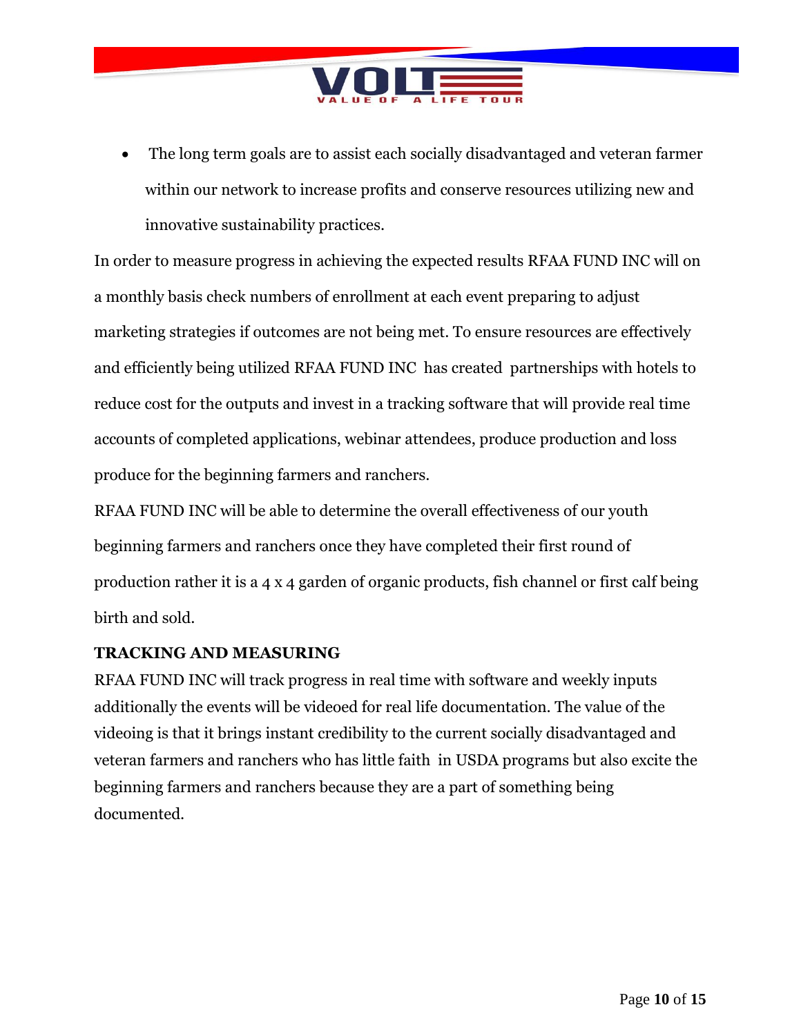- The long term goals are to assist each socially disadvantaged and veteran farmer within our network to increase profits and conserve resources utilizing new and innovative sustainability practices.

In order to measure progress in achieving the expected results RFAA FUND INC will on a monthly basis check numbers of enrollment at each event preparing to adjust marketing strategies if outcomes are not being met. To ensure resources are effectively and efficiently being utilized RFAA FUND INC has created partnerships with hotels to reduce cost for the outputs and invest in a tracking software that will provide real time accounts of completed applications, webinar attendees, produce production and loss produce for the beginning farmers and ranchers.

RFAA FUND INC will be able to determine the overall effectiveness of our youth beginning farmers and ranchers once they have completed their first round of production rather it is a 4 x 4 garden of organic products, fish channel or first calf being birth and sold.

**TRACKING AND MEASURING**

RFAA FUND INC will track progress in real time with software and weekly inputs additionally the events will be videoed for real life documentation. The value of the videoing is that it brings instant credibility to the current socially disadvantaged and veteran farmers and ranchers who has little faith in USDA programs but also excite the beginning farmers and ranchers because they are a part of something being documented.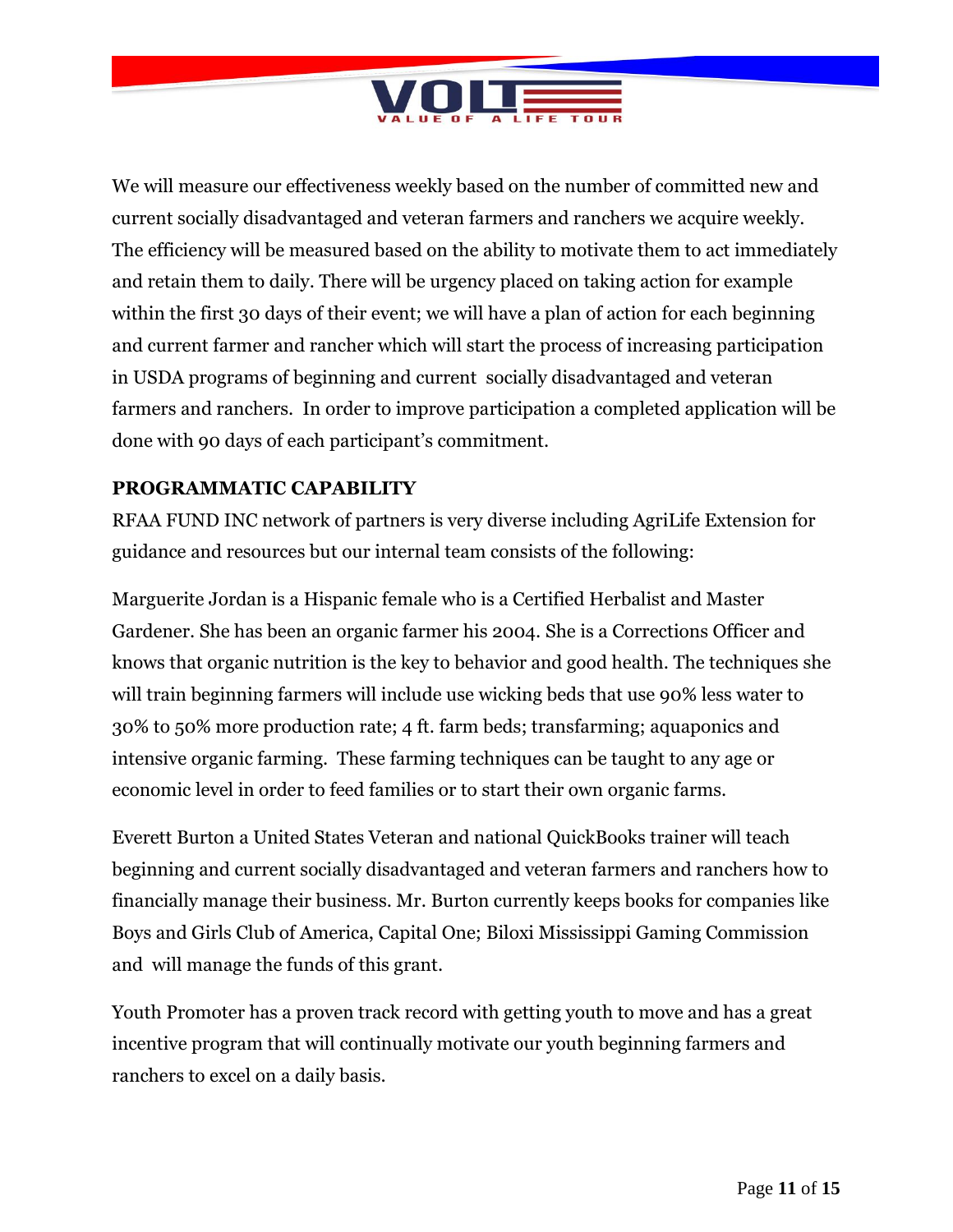We will measure our effectiveness weekly based on the number of committed new and current socially disadvantaged and veteran farmers and ranchers we acquire weekly. The efficiency will be measured based on the ability to motivate them to act immediately and retain them to daily. There will be urgency placed on taking action for example within the first 30 days of their event; we will have a plan of action for each beginning and current farmer and rancher which will start the process of increasing participation in USDA programs of beginning and current socially disadvantaged and veteran farmers and ranchers. In order to improve participation a completed application will be done with 90 days of each participant's commitment.

**PROGRAMMATIC CAPABILITY**

RFAA FUND INC network of partners is very diverse including AgriLife Extension for guidance and resources but our internal team consists of the following:

Marguerite Jordan is a Hispanic female who is a Certified Herbalist and Master Gardener. She has been an organic farmer his 2004. She is a Corrections Officer and knows that organic nutrition is the key to behavior and good health. The techniques she will train beginning farmers will include use wicking beds that use 90% less water to 30% to 50% more production rate; 4 ft. farm beds; transfarming; aquaponics and intensive organic farming. These farming techniques can be taught to any age or economic level in order to feed families or to start their own organic farms.

Everett Burton a United States Veteran and national QuickBooks trainer will teach beginning and current socially disadvantaged and veteran farmers and ranchers how to financially manage their business. Mr. Burton currently keeps books for companies like Boys and Girls Club of America, Capital One; Biloxi Mississippi Gaming Commission and will manage the funds of this grant.

Youth Promoter has a proven track record with getting youth to move and has a great incentive program that will continually motivate our youth beginning farmers and ranchers to excel on a daily basis.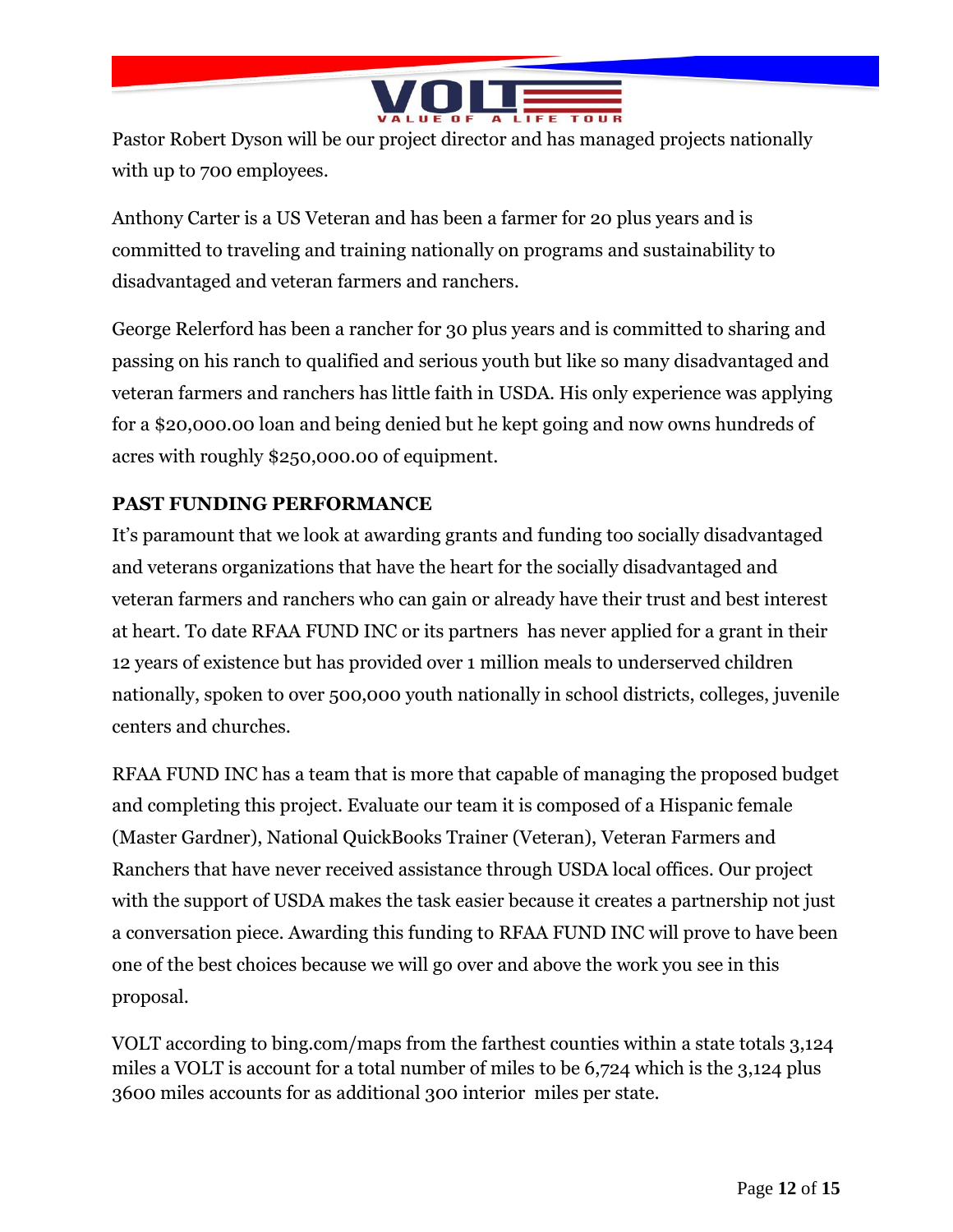Pastor Robert Dyson will be our project director and has managed projects nationally with up to 700 employees.

Anthony Carter is a US Veteran and has been a farmer for 20 plus years and is committed to traveling and training nationally on programs and sustainability to disadvantaged and veteran farmers and ranchers.

George Relerford has been a rancher for 30 plus years and is committed to sharing and passing on his ranch to qualified and serious youth but like so many disadvantaged and veteran farmers and ranchers has little faith in USDA. His only experience was applying for a $20,000.00 loan and being denied but he kept going and now owns hundreds of acres with roughly $250,000.00 of equipment.

**PAST FUNDING PERFORMANCE**

It's paramount that we look at awarding grants and funding too socially disadvantaged and veterans organizations that have the heart for the socially disadvantaged and veteran farmers and ranchers who can gain or already have their trust and best interest at heart. To date RFAA FUND INC or its partners has never applied for a grant in their 12 years of existence but has provided over 1 million meals to underserved children nationally, spoken to over 500,000 youth nationally in school districts, colleges, juvenile centers and churches.

RFAA FUND INC has a team that is more that capable of managing the proposed budget and completing this project. Evaluate our team it is composed of a Hispanic female (Master Gardner), National QuickBooks Trainer (Veteran), Veteran Farmers and Ranchers that have never received assistance through USDA local offices. Our project with the support of USDA makes the task easier because it creates a partnership not just a conversation piece. Awarding this funding to RFAA FUND INC will prove to have been one of the best choices because we will go over and above the work you see in this proposal.

VOLT according to bing.com/maps from the farthest counties within a state totals 3,124 miles a VOLT is account for a total number of miles to be 6,724 which is the 3,124 plus 3600 miles accounts for as additional 300 interior miles per state.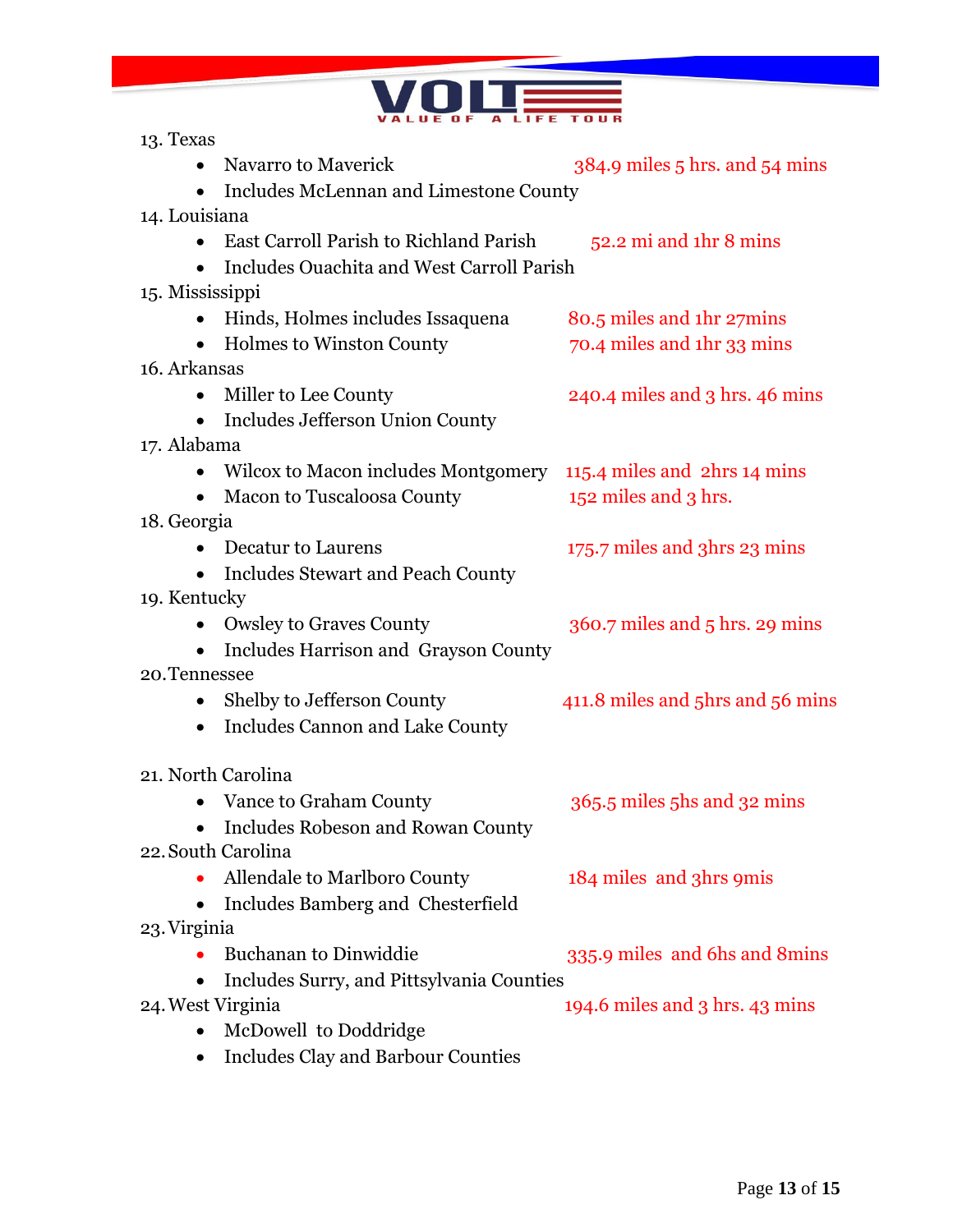13. Texas
    - Navarro to Maverick — 384.9 miles 5 hrs. and 54 mins
    - Includes McLennan and Limestone County
14. Louisiana
    - East Carroll Parish to Richland Parish — 52.2 mi and 1hr 8 mins
    - Includes Ouachita and West Carroll Parish
15. Mississippi
    - Hinds, Holmes includes Issaquena — 80.5 miles and 1hr 27mins
    - Holmes to Winston County — 70.4 miles and 1hr 33 mins
16. Arkansas
    - Miller to Lee County — 240.4 miles and 3 hrs. 46 mins
    - Includes Jefferson Union County
17. Alabama
    - Wilcox to Macon includes Montgomery — 115.4 miles and 2hrs 14 mins
    - Macon to Tuscaloosa County — 152 miles and 3 hrs.
18. Georgia
    - Decatur to Laurens — 175.7 miles and 3hrs 23 mins
    - Includes Stewart and Peach County
19. Kentucky
    - Owsley to Graves County — 360.7 miles and 5 hrs. 29 mins
    - Includes Harrison and Grayson County
20. Tennessee
    - Shelby to Jefferson County — 411.8 miles and 5hrs and 56 mins
    - Includes Cannon and Lake County
21. North Carolina
    - Vance to Graham County — 365.5 miles 5hs and 32 mins
    - Includes Robeson and Rowan County
22. South Carolina
    - Allendale to Marlboro County — 184 miles and 3hrs 9mis
    - Includes Bamberg and Chesterfield
23. Virginia
    - Buchanan to Dinwiddie — 335.9 miles and 6hs and 8mins
    - Includes Surry, and Pittsylvania Counties
24. West Virginia — 194.6 miles and 3 hrs. 43 mins
    - McDowell to Doddridge
    - Includes Clay and Barbour Counties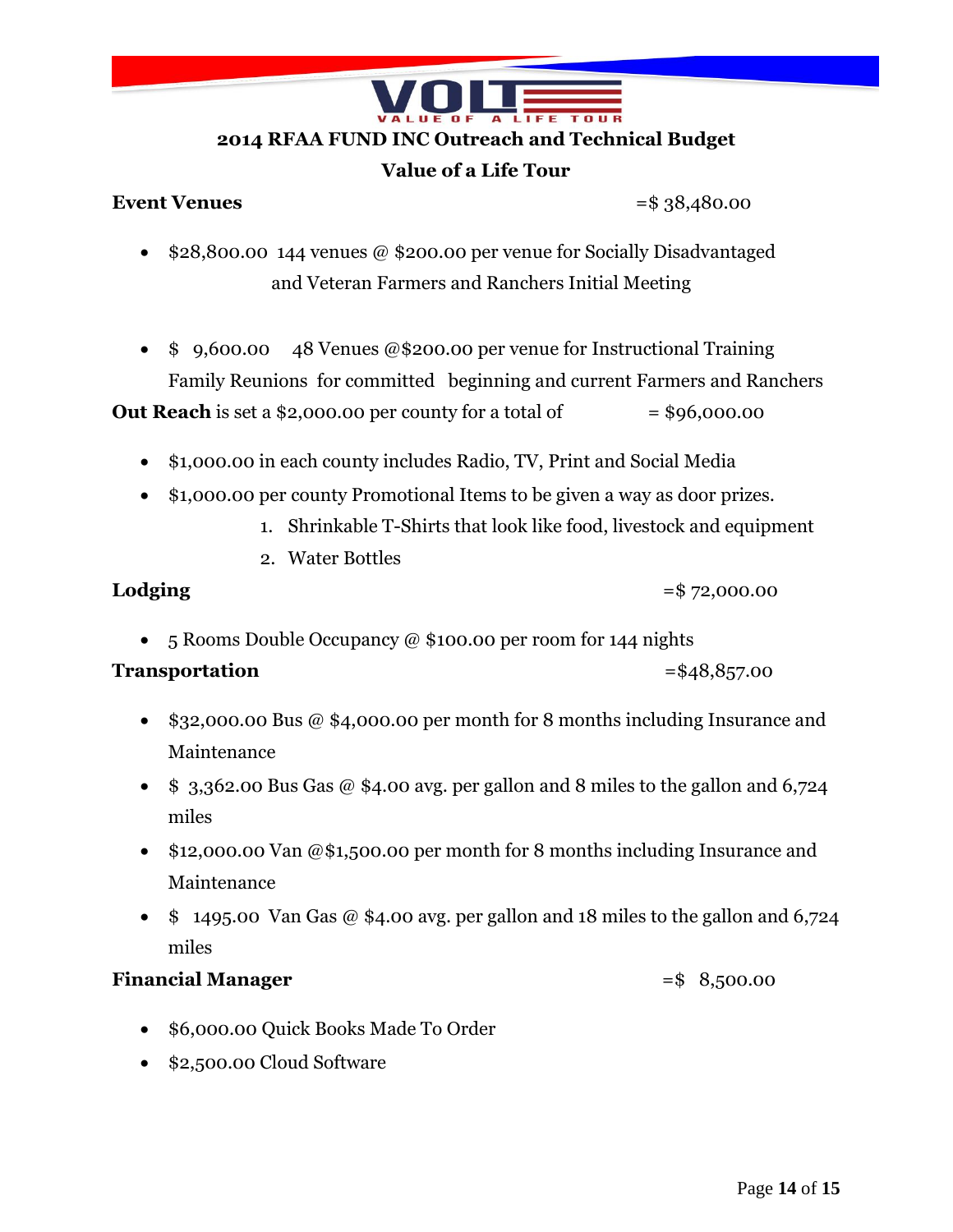**VOLT**
VALUE OF A LIFE TOUR

## 2014 RFAA FUND INC Outreach and Technical Budget

## Value of a Life Tour

**Event Venues** =$ 38,480.00

- $28,800.00 144 venues @ $200.00 per venue for Socially Disadvantaged and Veteran Farmers and Ranchers Initial Meeting

- $ 9,600.00 48 Venues @$200.00 per venue for Instructional Training Family Reunions for committed beginning and current Farmers and Ranchers

**Out Reach** is set a $2,000.00 per county for a total of = $96,000.00

- $1,000.00 in each county includes Radio, TV, Print and Social Media
- $1,000.00 per county Promotional Items to be given a way as door prizes.
    1. Shrinkable T-Shirts that look like food, livestock and equipment
    2. Water Bottles

**Lodging** =$ 72,000.00

- 5 Rooms Double Occupancy @ $100.00 per room for 144 nights

**Transportation** =$48,857.00

- $32,000.00 Bus @ $4,000.00 per month for 8 months including Insurance and Maintenance
- $ 3,362.00 Bus Gas @ $4.00 avg. per gallon and 8 miles to the gallon and 6,724 miles
- $12,000.00 Van @$1,500.00 per month for 8 months including Insurance and Maintenance
- $ 1495.00 Van Gas @ $4.00 avg. per gallon and 18 miles to the gallon and 6,724 miles

**Financial Manager** =$ 8,500.00

- $6,000.00 Quick Books Made To Order
- $2,500.00 Cloud Software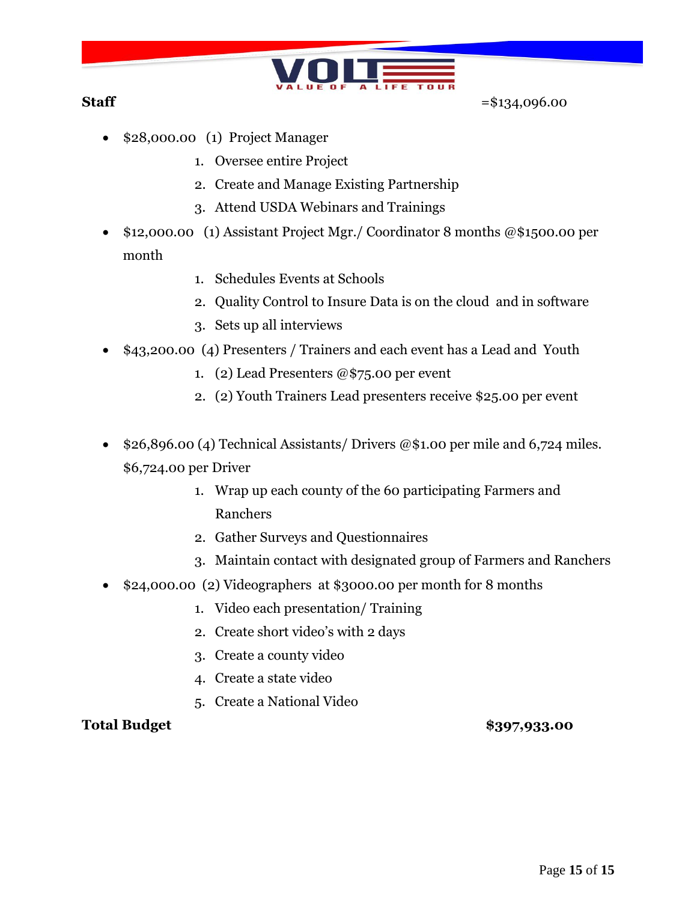**Staff** =$134,096.00

- $28,000.00 (1) Project Manager
    1. Oversee entire Project
    2. Create and Manage Existing Partnership
    3. Attend USDA Webinars and Trainings
- $12,000.00 (1) Assistant Project Mgr./ Coordinator 8 months @$1500.00 per month
    1. Schedules Events at Schools
    2. Quality Control to Insure Data is on the cloud and in software
    3. Sets up all interviews
- $43,200.00 (4) Presenters / Trainers and each event has a Lead and Youth
    1. (2) Lead Presenters @$75.00 per event
    2. (2) Youth Trainers Lead presenters receive $25.00 per event
- $26,896.00 (4) Technical Assistants/ Drivers @$1.00 per mile and 6,724 miles. $6,724.00 per Driver
    1. Wrap up each county of the 60 participating Farmers and Ranchers
    2. Gather Surveys and Questionnaires
    3. Maintain contact with designated group of Farmers and Ranchers
- $24,000.00 (2) Videographers at $3000.00 per month for 8 months
    1. Video each presentation/ Training
    2. Create short video's with 2 days
    3. Create a county video
    4. Create a state video
    5. Create a National Video

**Total Budget** **$397,933.00**